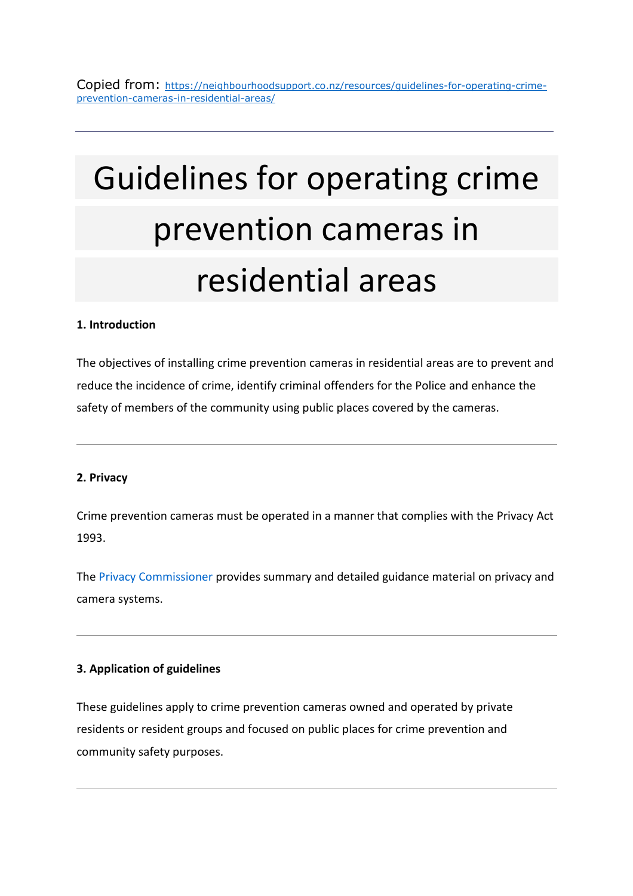Copied from: https://neighbourhoodsupport.co.nz/resources/guidelines-for-operating-crime-prevention-cameras-in-residential-areas/

---

# Guidelines for operating crime prevention cameras in residential areas

**1. Introduction**

The objectives of installing crime prevention cameras in residential areas are to prevent and reduce the incidence of crime, identify criminal offenders for the Police and enhance the safety of members of the community using public places covered by the cameras.

---

**2. Privacy**

Crime prevention cameras must be operated in a manner that complies with the Privacy Act 1993.

The Privacy Commissioner provides summary and detailed guidance material on privacy and camera systems.

---

**3. Application of guidelines**

These guidelines apply to crime prevention cameras owned and operated by private residents or resident groups and focused on public places for crime prevention and community safety purposes.

---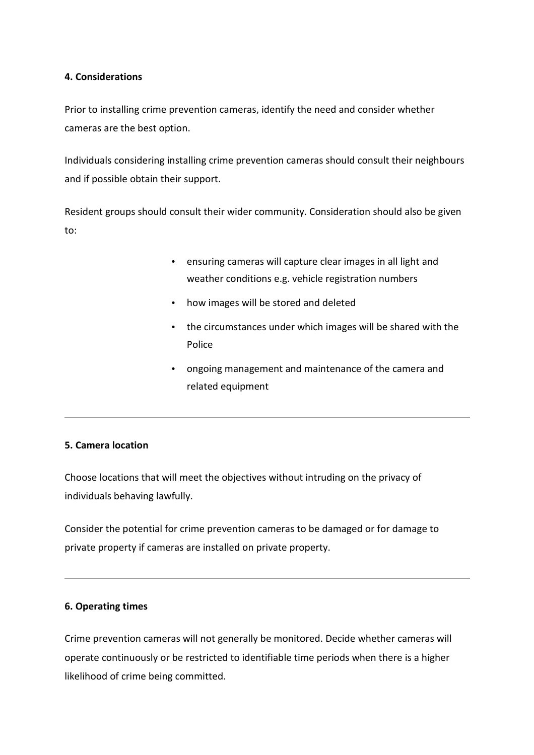**4. Considerations**

Prior to installing crime prevention cameras, identify the need and consider whether cameras are the best option.

Individuals considering installing crime prevention cameras should consult their neighbours and if possible obtain their support.

Resident groups should consult their wider community. Consideration should also be given to:

- ensuring cameras will capture clear images in all light and weather conditions e.g. vehicle registration numbers
- how images will be stored and deleted
- the circumstances under which images will be shared with the Police
- ongoing management and maintenance of the camera and related equipment

---

**5. Camera location**

Choose locations that will meet the objectives without intruding on the privacy of individuals behaving lawfully.

Consider the potential for crime prevention cameras to be damaged or for damage to private property if cameras are installed on private property.

---

**6. Operating times**

Crime prevention cameras will not generally be monitored. Decide whether cameras will operate continuously or be restricted to identifiable time periods when there is a higher likelihood of crime being committed.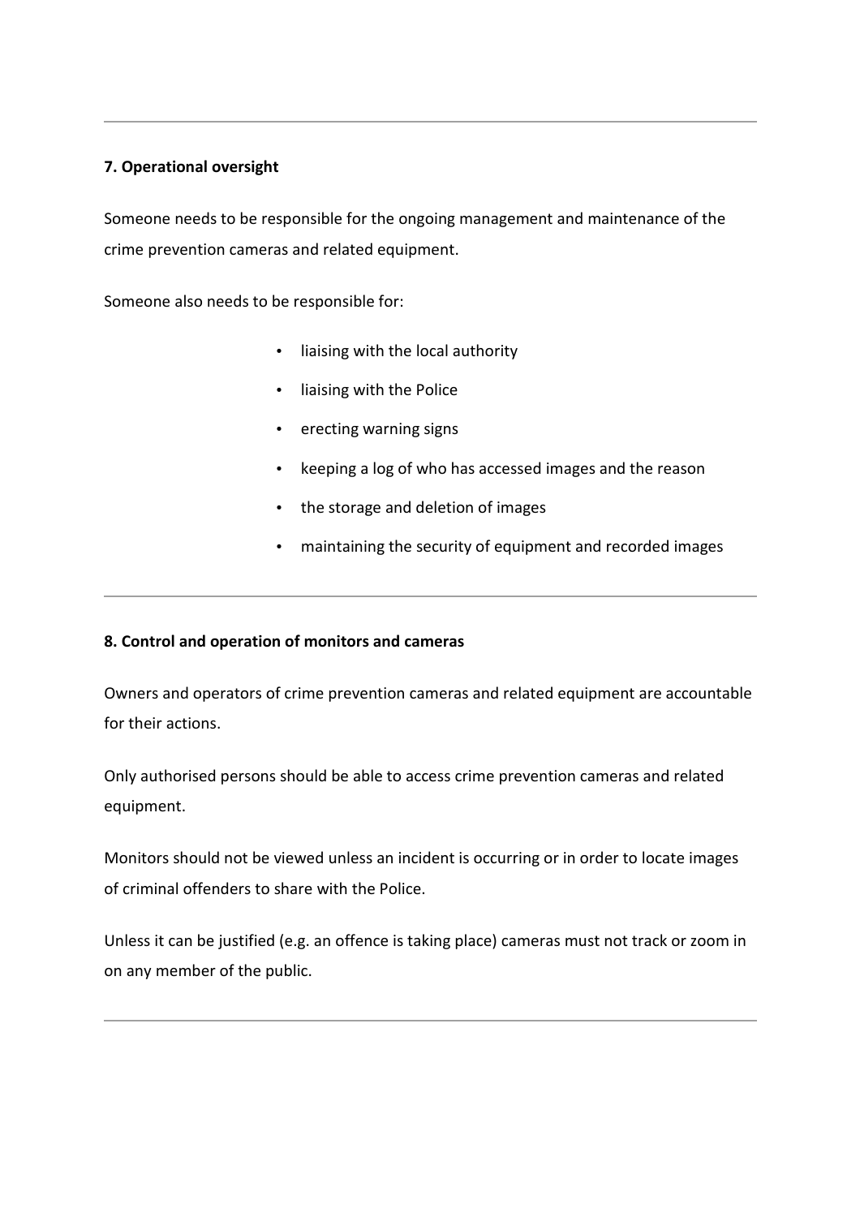---

**7. Operational oversight**

Someone needs to be responsible for the ongoing management and maintenance of the crime prevention cameras and related equipment.

Someone also needs to be responsible for:

- liaising with the local authority
- liaising with the Police
- erecting warning signs
- keeping a log of who has accessed images and the reason
- the storage and deletion of images
- maintaining the security of equipment and recorded images

---

**8. Control and operation of monitors and cameras**

Owners and operators of crime prevention cameras and related equipment are accountable for their actions.

Only authorised persons should be able to access crime prevention cameras and related equipment.

Monitors should not be viewed unless an incident is occurring or in order to locate images of criminal offenders to share with the Police.

Unless it can be justified (e.g. an offence is taking place) cameras must not track or zoom in on any member of the public.

---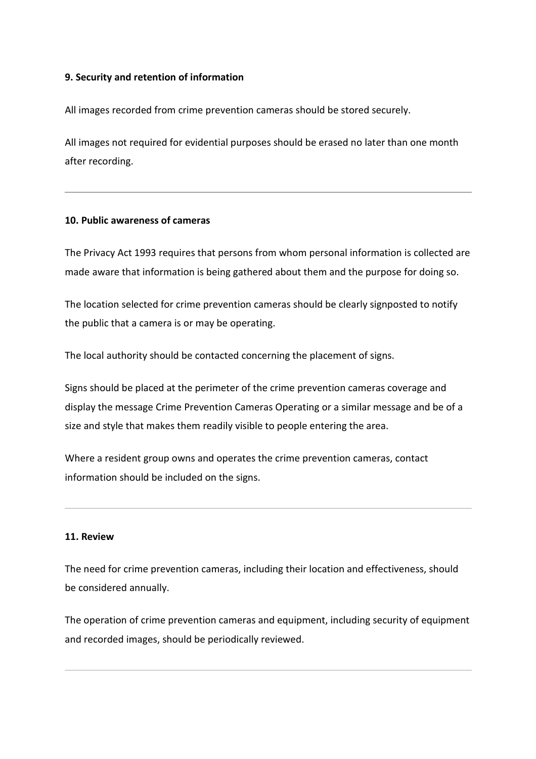**9. Security and retention of information**

All images recorded from crime prevention cameras should be stored securely.

All images not required for evidential purposes should be erased no later than one month after recording.

---

**10. Public awareness of cameras**

The Privacy Act 1993 requires that persons from whom personal information is collected are made aware that information is being gathered about them and the purpose for doing so.

The location selected for crime prevention cameras should be clearly signposted to notify the public that a camera is or may be operating.

The local authority should be contacted concerning the placement of signs.

Signs should be placed at the perimeter of the crime prevention cameras coverage and display the message Crime Prevention Cameras Operating or a similar message and be of a size and style that makes them readily visible to people entering the area.

Where a resident group owns and operates the crime prevention cameras, contact information should be included on the signs.

---

**11. Review**

The need for crime prevention cameras, including their location and effectiveness, should be considered annually.

The operation of crime prevention cameras and equipment, including security of equipment and recorded images, should be periodically reviewed.

---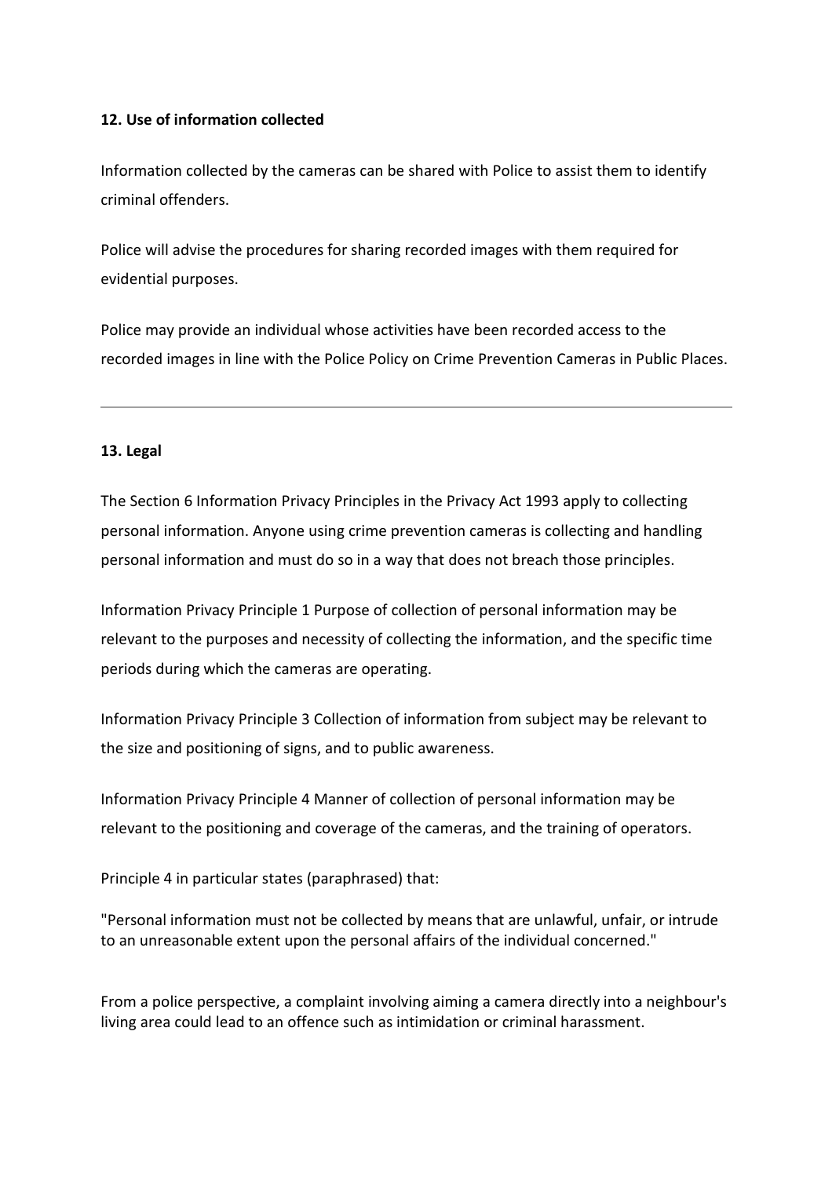### 12. Use of information collected

Information collected by the cameras can be shared with Police to assist them to identify criminal offenders.

Police will advise the procedures for sharing recorded images with them required for evidential purposes.

Police may provide an individual whose activities have been recorded access to the recorded images in line with the Police Policy on Crime Prevention Cameras in Public Places.

---

### 13. Legal

The Section 6 Information Privacy Principles in the Privacy Act 1993 apply to collecting personal information. Anyone using crime prevention cameras is collecting and handling personal information and must do so in a way that does not breach those principles.

Information Privacy Principle 1 Purpose of collection of personal information may be relevant to the purposes and necessity of collecting the information, and the specific time periods during which the cameras are operating.

Information Privacy Principle 3 Collection of information from subject may be relevant to the size and positioning of signs, and to public awareness.

Information Privacy Principle 4 Manner of collection of personal information may be relevant to the positioning and coverage of the cameras, and the training of operators.

Principle 4 in particular states (paraphrased) that:

"Personal information must not be collected by means that are unlawful, unfair, or intrude to an unreasonable extent upon the personal affairs of the individual concerned."

From a police perspective, a complaint involving aiming a camera directly into a neighbour's living area could lead to an offence such as intimidation or criminal harassment.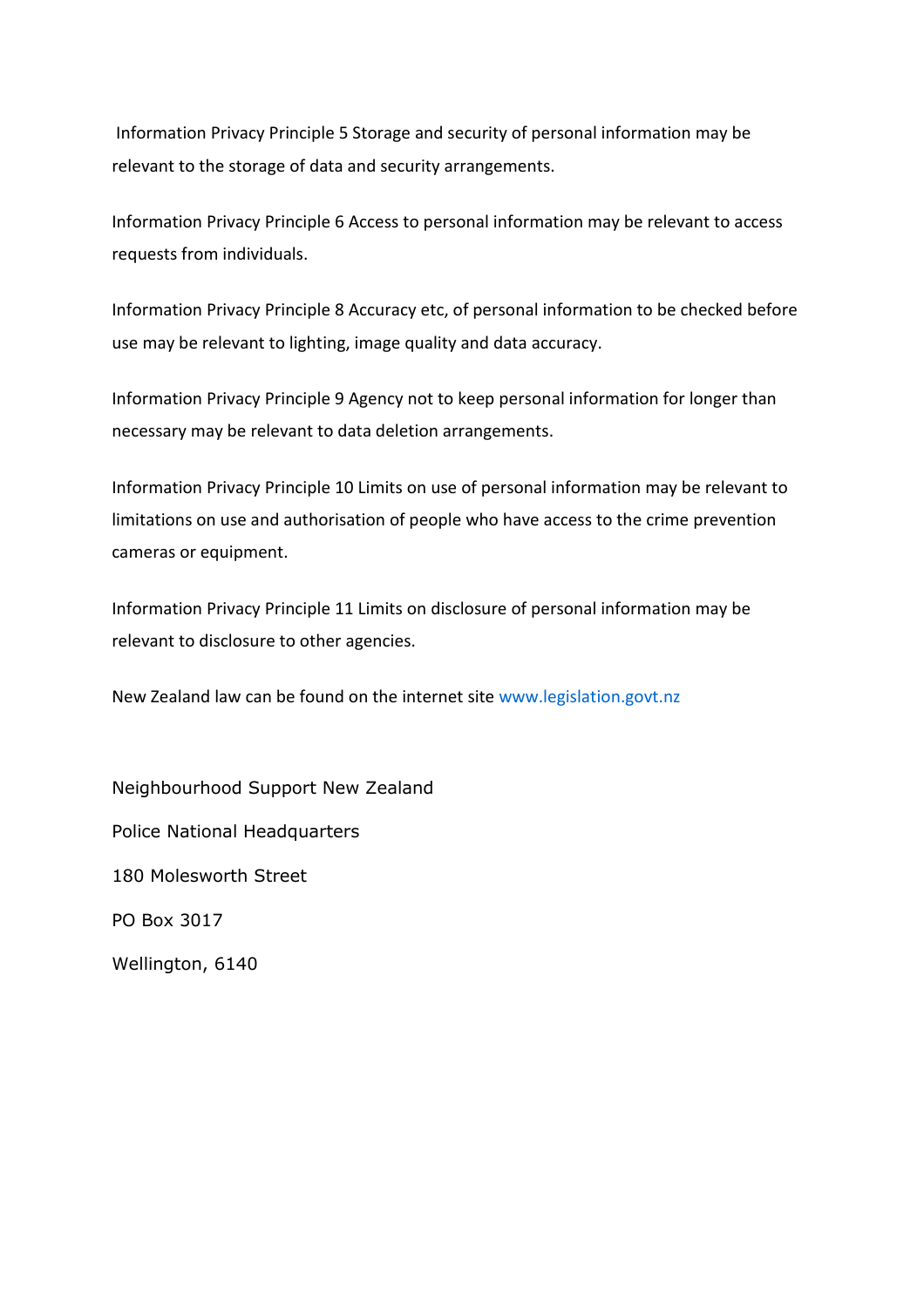Information Privacy Principle 5 Storage and security of personal information may be relevant to the storage of data and security arrangements.

Information Privacy Principle 6 Access to personal information may be relevant to access requests from individuals.

Information Privacy Principle 8 Accuracy etc, of personal information to be checked before use may be relevant to lighting, image quality and data accuracy.

Information Privacy Principle 9 Agency not to keep personal information for longer than necessary may be relevant to data deletion arrangements.

Information Privacy Principle 10 Limits on use of personal information may be relevant to limitations on use and authorisation of people who have access to the crime prevention cameras or equipment.

Information Privacy Principle 11 Limits on disclosure of personal information may be relevant to disclosure to other agencies.

New Zealand law can be found on the internet site www.legislation.govt.nz

Neighbourhood Support New Zealand

Police National Headquarters

180 Molesworth Street

PO Box 3017

Wellington, 6140